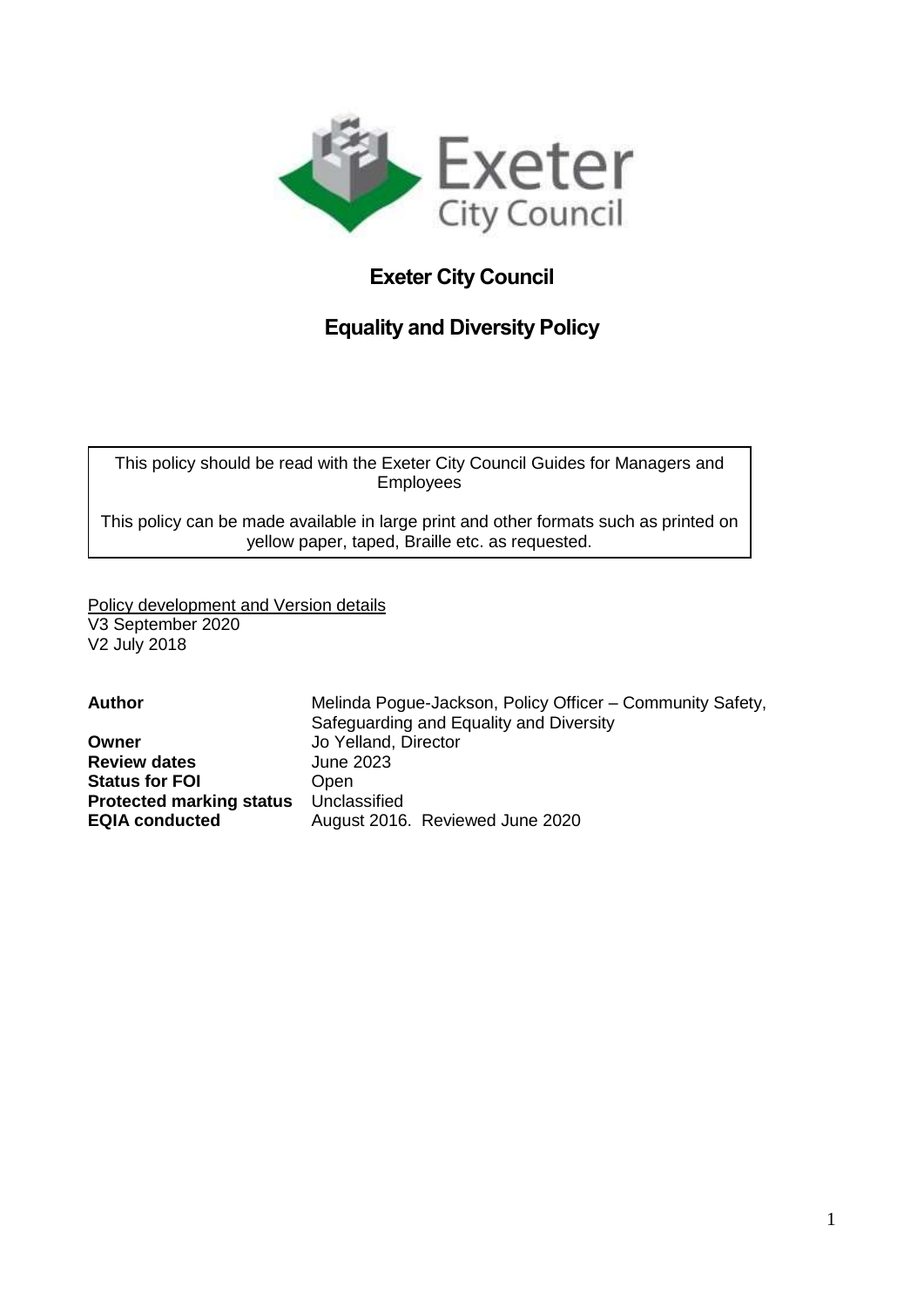# Exeter City Council

## Equality and Diversity Policy

This policy should be read with the Exeter City Council Guides for Managers and Employees

This policy can be made available in large print and other formats such as printed on yellow paper, taped, Braille etc. as requested.

Policy development and Version details
V3 September 2020
V2 July 2018

| | |
|---|---|
| **Author** | Melinda Pogue-Jackson, Policy Officer – Community Safety, Safeguarding and Equality and Diversity |
| **Owner** | Jo Yelland, Director |
| **Review dates** | June 2023 |
| **Status for FOI** | Open |
| **Protected marking status** | Unclassified |
| **EQIA conducted** | August 2016. Reviewed June 2020 |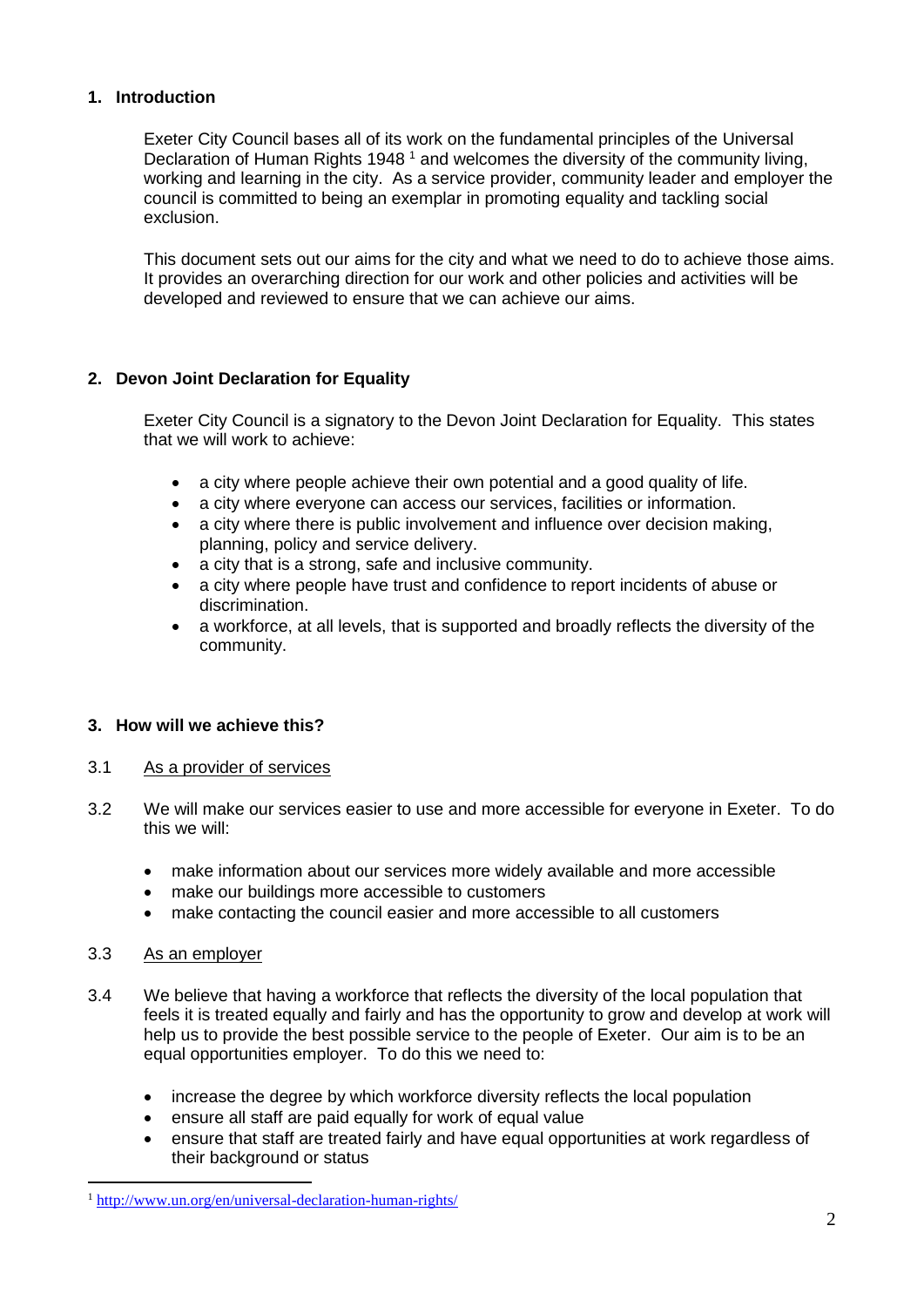## 1. Introduction

Exeter City Council bases all of its work on the fundamental principles of the Universal Declaration of Human Rights 1948 [1] and welcomes the diversity of the community living, working and learning in the city. As a service provider, community leader and employer the council is committed to being an exemplar in promoting equality and tackling social exclusion.

This document sets out our aims for the city and what we need to do to achieve those aims. It provides an overarching direction for our work and other policies and activities will be developed and reviewed to ensure that we can achieve our aims.

## 2. Devon Joint Declaration for Equality

Exeter City Council is a signatory to the Devon Joint Declaration for Equality. This states that we will work to achieve:

- a city where people achieve their own potential and a good quality of life.
- a city where everyone can access our services, facilities or information.
- a city where there is public involvement and influence over decision making, planning, policy and service delivery.
- a city that is a strong, safe and inclusive community.
- a city where people have trust and confidence to report incidents of abuse or discrimination.
- a workforce, at all levels, that is supported and broadly reflects the diversity of the community.

## 3. How will we achieve this?

3.1 As a provider of services

3.2 We will make our services easier to use and more accessible for everyone in Exeter. To do this we will:

- make information about our services more widely available and more accessible
- make our buildings more accessible to customers
- make contacting the council easier and more accessible to all customers

3.3 As an employer

3.4 We believe that having a workforce that reflects the diversity of the local population that feels it is treated equally and fairly and has the opportunity to grow and develop at work will help us to provide the best possible service to the people of Exeter. Our aim is to be an equal opportunities employer. To do this we need to:

- increase the degree by which workforce diversity reflects the local population
- ensure all staff are paid equally for work of equal value
- ensure that staff are treated fairly and have equal opportunities at work regardless of their background or status

---

[1] http://www.un.org/en/universal-declaration-human-rights/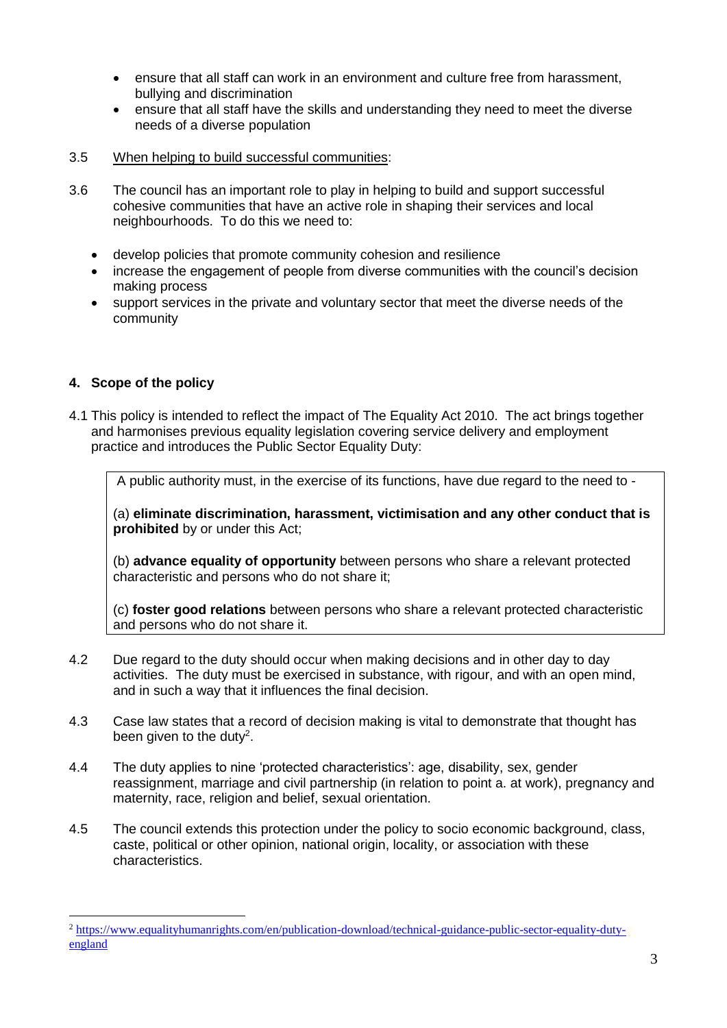- ensure that all staff can work in an environment and culture free from harassment, bullying and discrimination
- ensure that all staff have the skills and understanding they need to meet the diverse needs of a diverse population

3.5 When helping to build successful communities:

3.6 The council has an important role to play in helping to build and support successful cohesive communities that have an active role in shaping their services and local neighbourhoods. To do this we need to:

- develop policies that promote community cohesion and resilience
- increase the engagement of people from diverse communities with the council's decision making process
- support services in the private and voluntary sector that meet the diverse needs of the community

## 4. Scope of the policy

4.1 This policy is intended to reflect the impact of The Equality Act 2010. The act brings together and harmonises previous equality legislation covering service delivery and employment practice and introduces the Public Sector Equality Duty:

> A public authority must, in the exercise of its functions, have due regard to the need to -
>
> (a) **eliminate discrimination, harassment, victimisation and any other conduct that is prohibited** by or under this Act;
>
> (b) **advance equality of opportunity** between persons who share a relevant protected characteristic and persons who do not share it;
>
> (c) **foster good relations** between persons who share a relevant protected characteristic and persons who do not share it.

4.2 Due regard to the duty should occur when making decisions and in other day to day activities. The duty must be exercised in substance, with rigour, and with an open mind, and in such a way that it influences the final decision.

4.3 Case law states that a record of decision making is vital to demonstrate that thought has been given to the duty[2].

4.4 The duty applies to nine 'protected characteristics': age, disability, sex, gender reassignment, marriage and civil partnership (in relation to point a. at work), pregnancy and maternity, race, religion and belief, sexual orientation.

4.5 The council extends this protection under the policy to socio economic background, class, caste, political or other opinion, national origin, locality, or association with these characteristics.

---

[2] https://www.equalityhumanrights.com/en/publication-download/technical-guidance-public-sector-equality-duty-england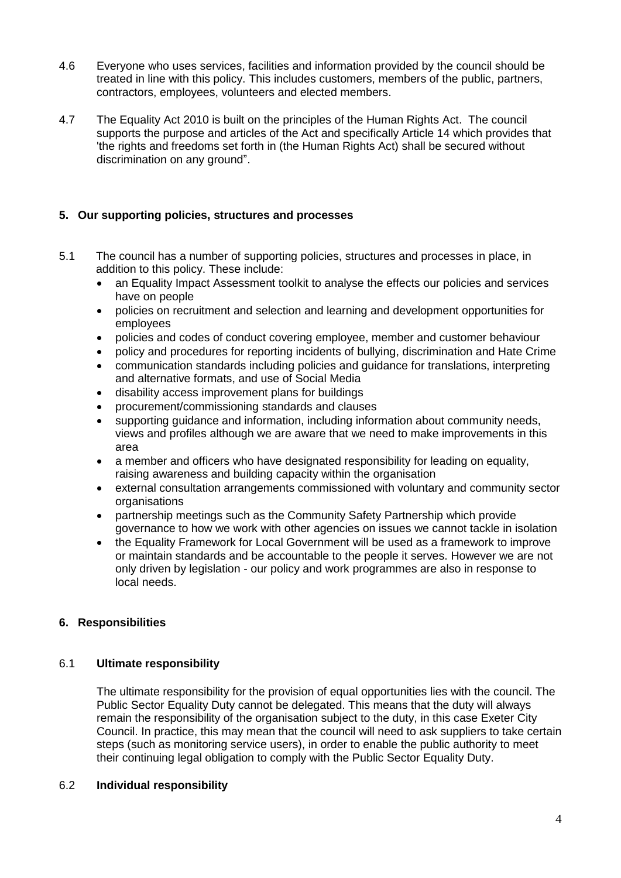4.6 Everyone who uses services, facilities and information provided by the council should be treated in line with this policy. This includes customers, members of the public, partners, contractors, employees, volunteers and elected members.

4.7 The Equality Act 2010 is built on the principles of the Human Rights Act. The council supports the purpose and articles of the Act and specifically Article 14 which provides that 'the rights and freedoms set forth in (the Human Rights Act) shall be secured without discrimination on any ground".

## 5. Our supporting policies, structures and processes

5.1 The council has a number of supporting policies, structures and processes in place, in addition to this policy. These include:

- an Equality Impact Assessment toolkit to analyse the effects our policies and services have on people
- policies on recruitment and selection and learning and development opportunities for employees
- policies and codes of conduct covering employee, member and customer behaviour
- policy and procedures for reporting incidents of bullying, discrimination and Hate Crime
- communication standards including policies and guidance for translations, interpreting and alternative formats, and use of Social Media
- disability access improvement plans for buildings
- procurement/commissioning standards and clauses
- supporting guidance and information, including information about community needs, views and profiles although we are aware that we need to make improvements in this area
- a member and officers who have designated responsibility for leading on equality, raising awareness and building capacity within the organisation
- external consultation arrangements commissioned with voluntary and community sector organisations
- partnership meetings such as the Community Safety Partnership which provide governance to how we work with other agencies on issues we cannot tackle in isolation
- the Equality Framework for Local Government will be used as a framework to improve or maintain standards and be accountable to the people it serves. However we are not only driven by legislation - our policy and work programmes are also in response to local needs.

## 6. Responsibilities

### 6.1 Ultimate responsibility

The ultimate responsibility for the provision of equal opportunities lies with the council. The Public Sector Equality Duty cannot be delegated. This means that the duty will always remain the responsibility of the organisation subject to the duty, in this case Exeter City Council. In practice, this may mean that the council will need to ask suppliers to take certain steps (such as monitoring service users), in order to enable the public authority to meet their continuing legal obligation to comply with the Public Sector Equality Duty.

### 6.2 Individual responsibility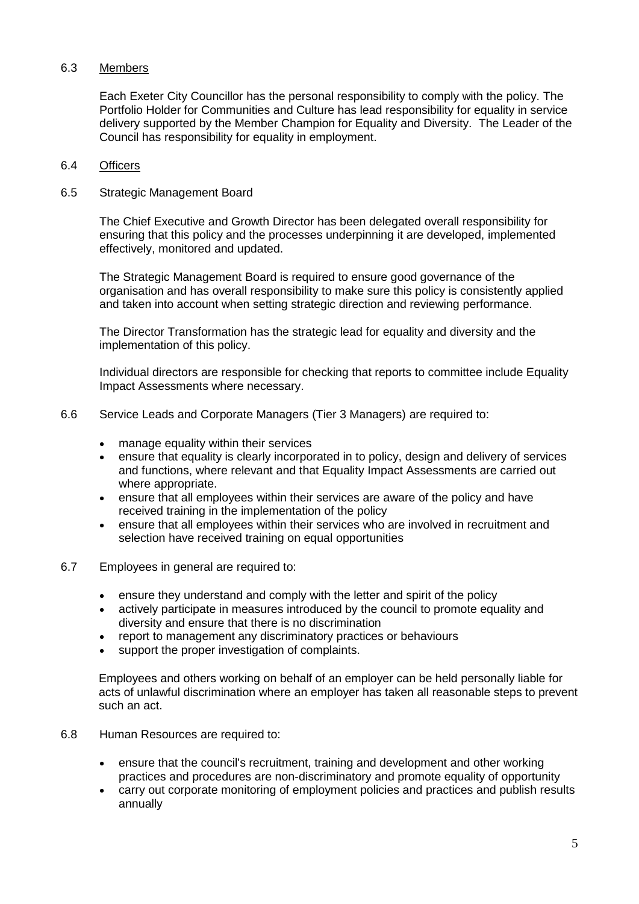6.3 Members

Each Exeter City Councillor has the personal responsibility to comply with the policy. The Portfolio Holder for Communities and Culture has lead responsibility for equality in service delivery supported by the Member Champion for Equality and Diversity. The Leader of the Council has responsibility for equality in employment.

6.4 Officers

6.5 Strategic Management Board

The Chief Executive and Growth Director has been delegated overall responsibility for ensuring that this policy and the processes underpinning it are developed, implemented effectively, monitored and updated.

The Strategic Management Board is required to ensure good governance of the organisation and has overall responsibility to make sure this policy is consistently applied and taken into account when setting strategic direction and reviewing performance.

The Director Transformation has the strategic lead for equality and diversity and the implementation of this policy.

Individual directors are responsible for checking that reports to committee include Equality Impact Assessments where necessary.

6.6 Service Leads and Corporate Managers (Tier 3 Managers) are required to:

- manage equality within their services
- ensure that equality is clearly incorporated in to policy, design and delivery of services and functions, where relevant and that Equality Impact Assessments are carried out where appropriate.
- ensure that all employees within their services are aware of the policy and have received training in the implementation of the policy
- ensure that all employees within their services who are involved in recruitment and selection have received training on equal opportunities

6.7 Employees in general are required to:

- ensure they understand and comply with the letter and spirit of the policy
- actively participate in measures introduced by the council to promote equality and diversity and ensure that there is no discrimination
- report to management any discriminatory practices or behaviours
- support the proper investigation of complaints.

Employees and others working on behalf of an employer can be held personally liable for acts of unlawful discrimination where an employer has taken all reasonable steps to prevent such an act.

6.8 Human Resources are required to:

- ensure that the council's recruitment, training and development and other working practices and procedures are non-discriminatory and promote equality of opportunity
- carry out corporate monitoring of employment policies and practices and publish results annually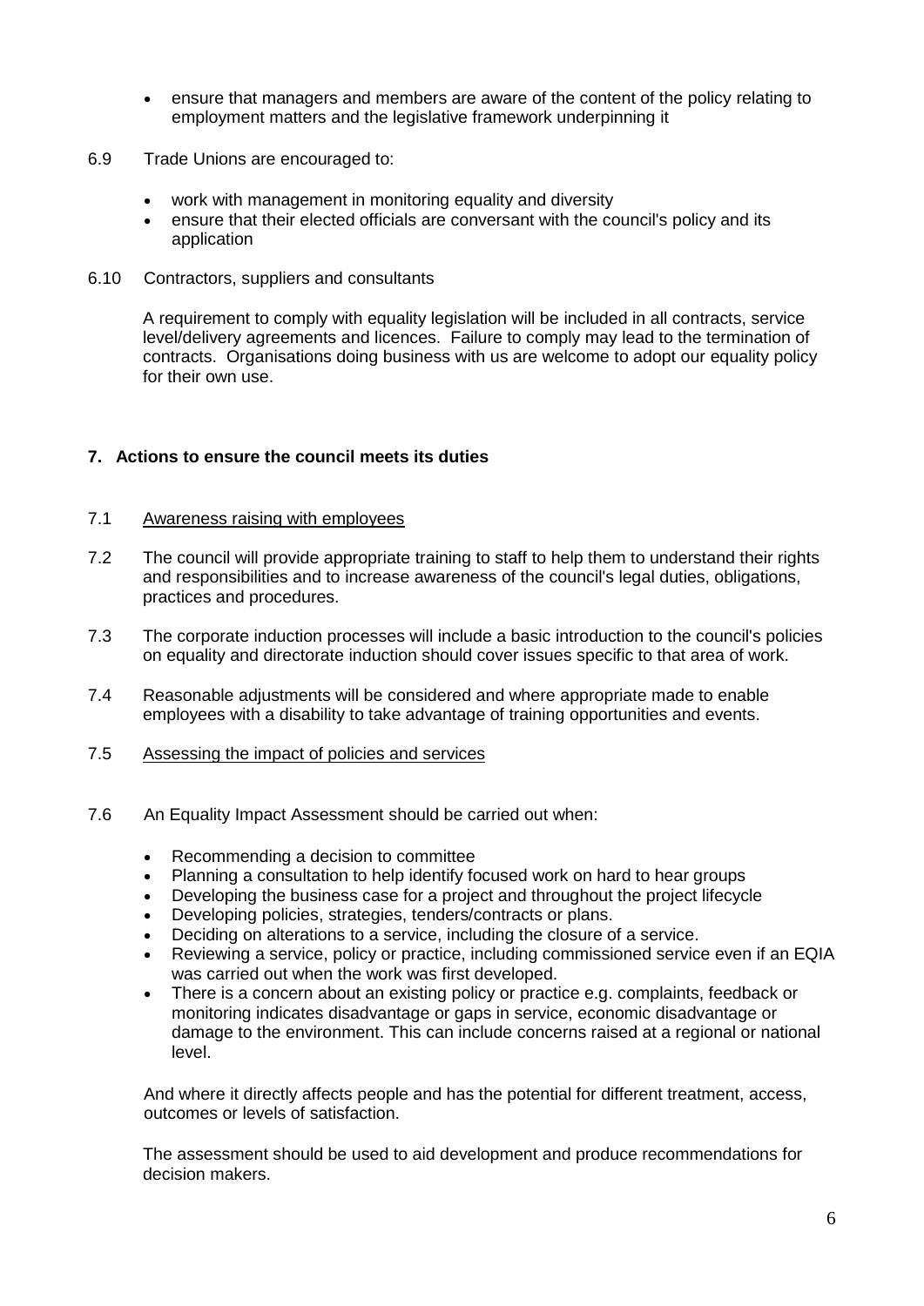- ensure that managers and members are aware of the content of the policy relating to employment matters and the legislative framework underpinning it

6.9 Trade Unions are encouraged to:

- work with management in monitoring equality and diversity
- ensure that their elected officials are conversant with the council's policy and its application

6.10 Contractors, suppliers and consultants

A requirement to comply with equality legislation will be included in all contracts, service level/delivery agreements and licences. Failure to comply may lead to the termination of contracts. Organisations doing business with us are welcome to adopt our equality policy for their own use.

## 7. Actions to ensure the council meets its duties

7.1 <u>Awareness raising with employees</u>

7.2 The council will provide appropriate training to staff to help them to understand their rights and responsibilities and to increase awareness of the council's legal duties, obligations, practices and procedures.

7.3 The corporate induction processes will include a basic introduction to the council's policies on equality and directorate induction should cover issues specific to that area of work.

7.4 Reasonable adjustments will be considered and where appropriate made to enable employees with a disability to take advantage of training opportunities and events.

7.5 <u>Assessing the impact of policies and services</u>

7.6 An Equality Impact Assessment should be carried out when:

- Recommending a decision to committee
- Planning a consultation to help identify focused work on hard to hear groups
- Developing the business case for a project and throughout the project lifecycle
- Developing policies, strategies, tenders/contracts or plans.
- Deciding on alterations to a service, including the closure of a service.
- Reviewing a service, policy or practice, including commissioned service even if an EQIA was carried out when the work was first developed.
- There is a concern about an existing policy or practice e.g. complaints, feedback or monitoring indicates disadvantage or gaps in service, economic disadvantage or damage to the environment. This can include concerns raised at a regional or national level.

And where it directly affects people and has the potential for different treatment, access, outcomes or levels of satisfaction.

The assessment should be used to aid development and produce recommendations for decision makers.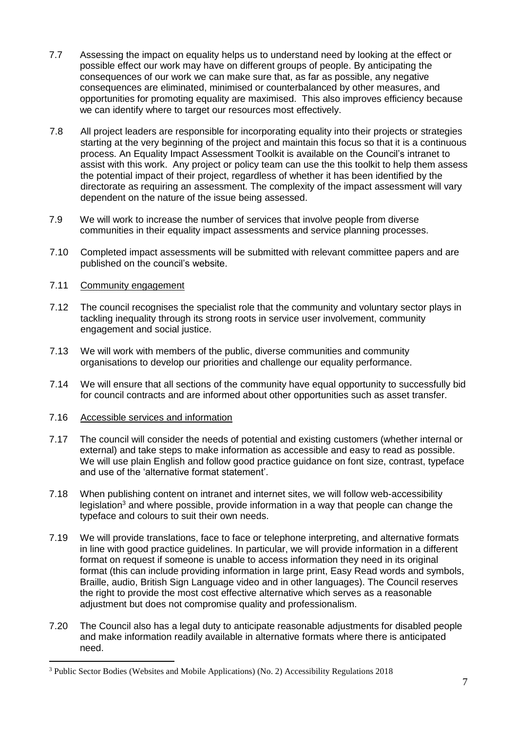7.7 Assessing the impact on equality helps us to understand need by looking at the effect or possible effect our work may have on different groups of people. By anticipating the consequences of our work we can make sure that, as far as possible, any negative consequences are eliminated, minimised or counterbalanced by other measures, and opportunities for promoting equality are maximised. This also improves efficiency because we can identify where to target our resources most effectively.

7.8 All project leaders are responsible for incorporating equality into their projects or strategies starting at the very beginning of the project and maintain this focus so that it is a continuous process. An Equality Impact Assessment Toolkit is available on the Council's intranet to assist with this work. Any project or policy team can use the this toolkit to help them assess the potential impact of their project, regardless of whether it has been identified by the directorate as requiring an assessment. The complexity of the impact assessment will vary dependent on the nature of the issue being assessed.

7.9 We will work to increase the number of services that involve people from diverse communities in their equality impact assessments and service planning processes.

7.10 Completed impact assessments will be submitted with relevant committee papers and are published on the council's website.

7.11 Community engagement

7.12 The council recognises the specialist role that the community and voluntary sector plays in tackling inequality through its strong roots in service user involvement, community engagement and social justice.

7.13 We will work with members of the public, diverse communities and community organisations to develop our priorities and challenge our equality performance.

7.14 We will ensure that all sections of the community have equal opportunity to successfully bid for council contracts and are informed about other opportunities such as asset transfer.

7.16 Accessible services and information

7.17 The council will consider the needs of potential and existing customers (whether internal or external) and take steps to make information as accessible and easy to read as possible. We will use plain English and follow good practice guidance on font size, contrast, typeface and use of the 'alternative format statement'.

7.18 When publishing content on intranet and internet sites, we will follow web-accessibility legislation[3] and where possible, provide information in a way that people can change the typeface and colours to suit their own needs.

7.19 We will provide translations, face to face or telephone interpreting, and alternative formats in line with good practice guidelines. In particular, we will provide information in a different format on request if someone is unable to access information they need in its original format (this can include providing information in large print, Easy Read words and symbols, Braille, audio, British Sign Language video and in other languages). The Council reserves the right to provide the most cost effective alternative which serves as a reasonable adjustment but does not compromise quality and professionalism.

7.20 The Council also has a legal duty to anticipate reasonable adjustments for disabled people and make information readily available in alternative formats where there is anticipated need.

---

[3] Public Sector Bodies (Websites and Mobile Applications) (No. 2) Accessibility Regulations 2018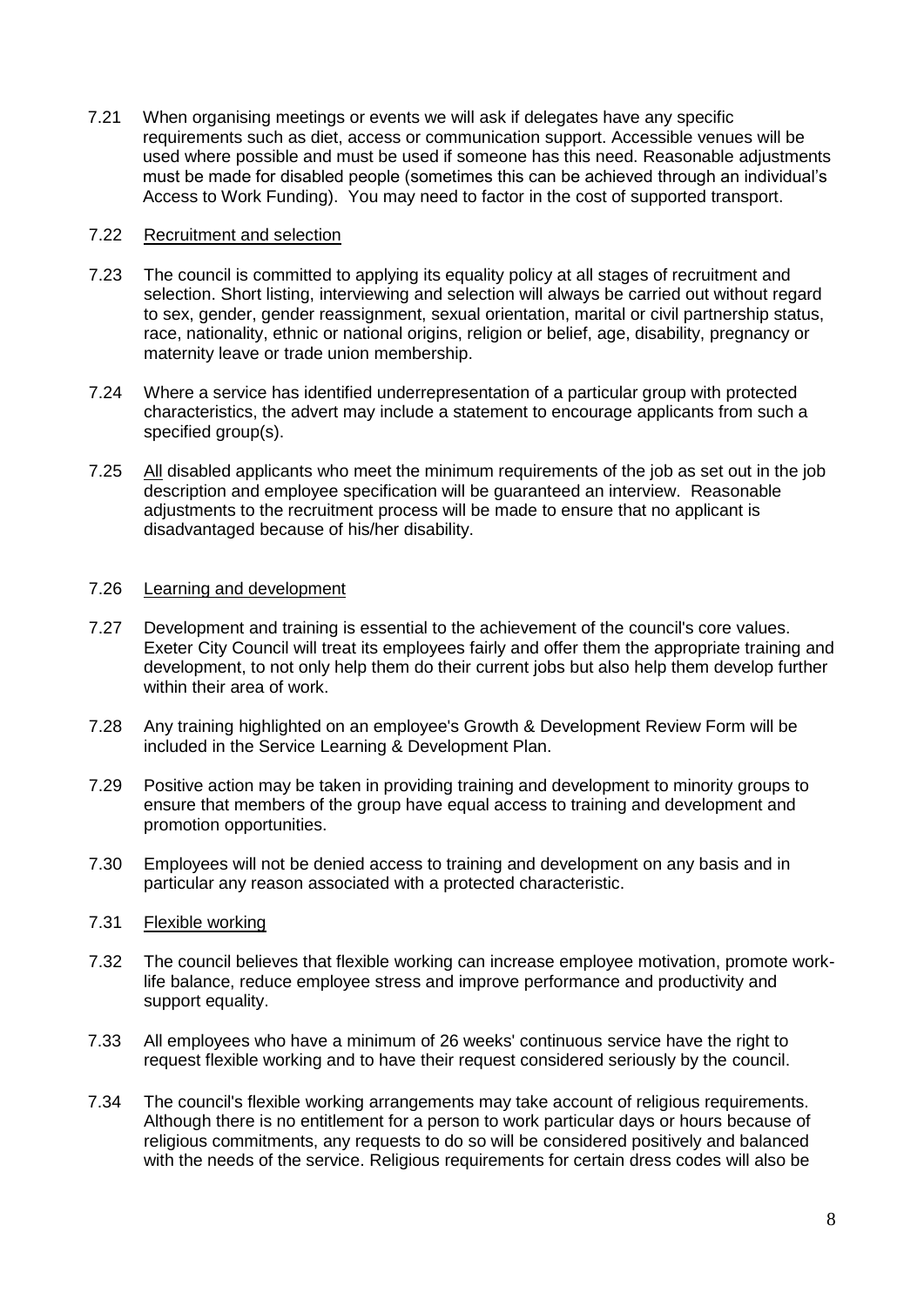7.21 When organising meetings or events we will ask if delegates have any specific requirements such as diet, access or communication support. Accessible venues will be used where possible and must be used if someone has this need. Reasonable adjustments must be made for disabled people (sometimes this can be achieved through an individual's Access to Work Funding). You may need to factor in the cost of supported transport.

7.22 Recruitment and selection

7.23 The council is committed to applying its equality policy at all stages of recruitment and selection. Short listing, interviewing and selection will always be carried out without regard to sex, gender, gender reassignment, sexual orientation, marital or civil partnership status, race, nationality, ethnic or national origins, religion or belief, age, disability, pregnancy or maternity leave or trade union membership.

7.24 Where a service has identified underrepresentation of a particular group with protected characteristics, the advert may include a statement to encourage applicants from such a specified group(s).

7.25 All disabled applicants who meet the minimum requirements of the job as set out in the job description and employee specification will be guaranteed an interview. Reasonable adjustments to the recruitment process will be made to ensure that no applicant is disadvantaged because of his/her disability.

7.26 Learning and development

7.27 Development and training is essential to the achievement of the council's core values. Exeter City Council will treat its employees fairly and offer them the appropriate training and development, to not only help them do their current jobs but also help them develop further within their area of work.

7.28 Any training highlighted on an employee's Growth & Development Review Form will be included in the Service Learning & Development Plan.

7.29 Positive action may be taken in providing training and development to minority groups to ensure that members of the group have equal access to training and development and promotion opportunities.

7.30 Employees will not be denied access to training and development on any basis and in particular any reason associated with a protected characteristic.

7.31 Flexible working

7.32 The council believes that flexible working can increase employee motivation, promote work-life balance, reduce employee stress and improve performance and productivity and support equality.

7.33 All employees who have a minimum of 26 weeks' continuous service have the right to request flexible working and to have their request considered seriously by the council.

7.34 The council's flexible working arrangements may take account of religious requirements. Although there is no entitlement for a person to work particular days or hours because of religious commitments, any requests to do so will be considered positively and balanced with the needs of the service. Religious requirements for certain dress codes will also be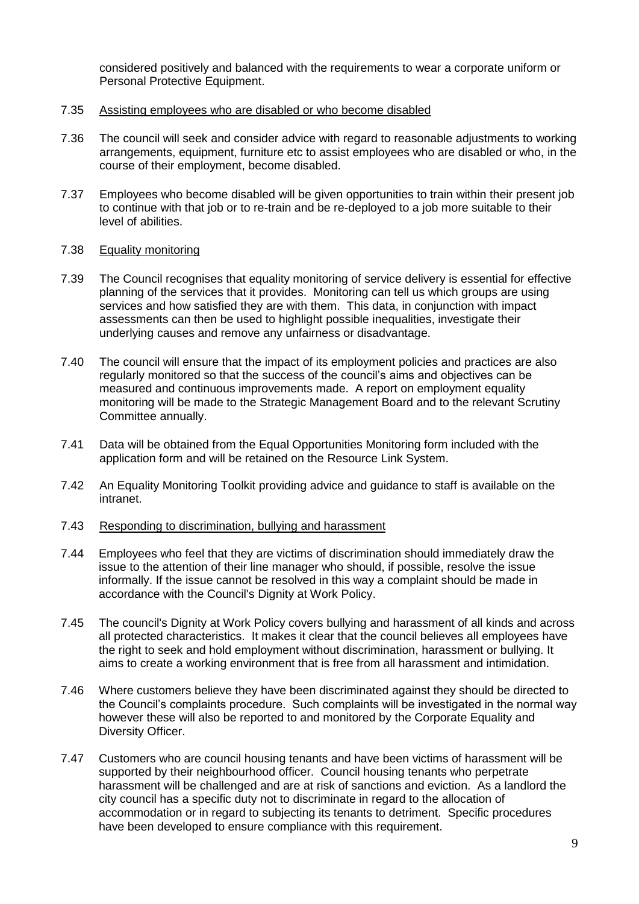considered positively and balanced with the requirements to wear a corporate uniform or Personal Protective Equipment.

7.35 Assisting employees who are disabled or who become disabled

7.36 The council will seek and consider advice with regard to reasonable adjustments to working arrangements, equipment, furniture etc to assist employees who are disabled or who, in the course of their employment, become disabled.

7.37 Employees who become disabled will be given opportunities to train within their present job to continue with that job or to re-train and be re-deployed to a job more suitable to their level of abilities.

7.38 Equality monitoring

7.39 The Council recognises that equality monitoring of service delivery is essential for effective planning of the services that it provides. Monitoring can tell us which groups are using services and how satisfied they are with them. This data, in conjunction with impact assessments can then be used to highlight possible inequalities, investigate their underlying causes and remove any unfairness or disadvantage.

7.40 The council will ensure that the impact of its employment policies and practices are also regularly monitored so that the success of the council's aims and objectives can be measured and continuous improvements made. A report on employment equality monitoring will be made to the Strategic Management Board and to the relevant Scrutiny Committee annually.

7.41 Data will be obtained from the Equal Opportunities Monitoring form included with the application form and will be retained on the Resource Link System.

7.42 An Equality Monitoring Toolkit providing advice and guidance to staff is available on the intranet.

7.43 Responding to discrimination, bullying and harassment

7.44 Employees who feel that they are victims of discrimination should immediately draw the issue to the attention of their line manager who should, if possible, resolve the issue informally. If the issue cannot be resolved in this way a complaint should be made in accordance with the Council's Dignity at Work Policy.

7.45 The council's Dignity at Work Policy covers bullying and harassment of all kinds and across all protected characteristics. It makes it clear that the council believes all employees have the right to seek and hold employment without discrimination, harassment or bullying. It aims to create a working environment that is free from all harassment and intimidation.

7.46 Where customers believe they have been discriminated against they should be directed to the Council's complaints procedure. Such complaints will be investigated in the normal way however these will also be reported to and monitored by the Corporate Equality and Diversity Officer.

7.47 Customers who are council housing tenants and have been victims of harassment will be supported by their neighbourhood officer. Council housing tenants who perpetrate harassment will be challenged and are at risk of sanctions and eviction. As a landlord the city council has a specific duty not to discriminate in regard to the allocation of accommodation or in regard to subjecting its tenants to detriment. Specific procedures have been developed to ensure compliance with this requirement.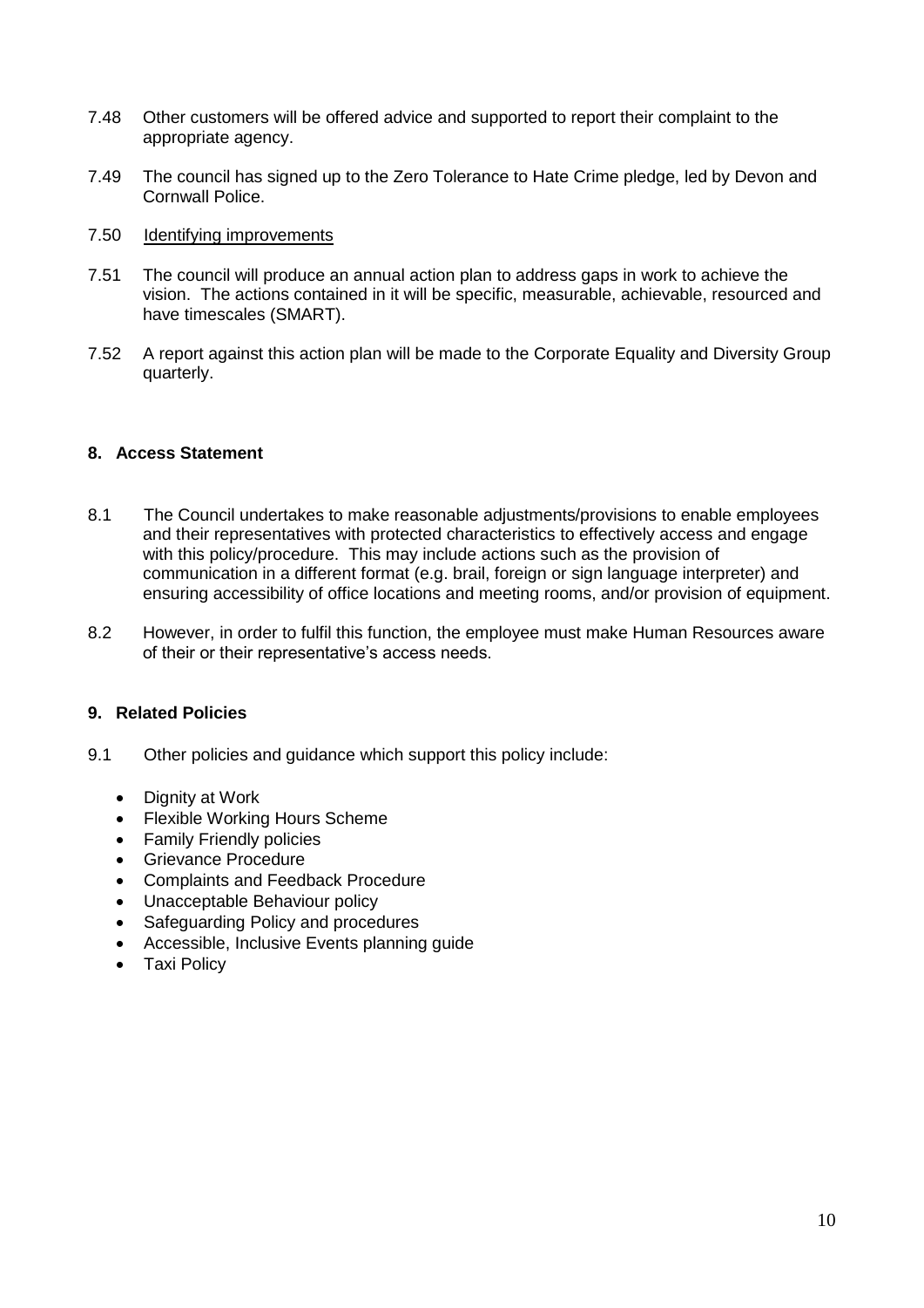7.48 Other customers will be offered advice and supported to report their complaint to the appropriate agency.

7.49 The council has signed up to the Zero Tolerance to Hate Crime pledge, led by Devon and Cornwall Police.

7.50 Identifying improvements

7.51 The council will produce an annual action plan to address gaps in work to achieve the vision. The actions contained in it will be specific, measurable, achievable, resourced and have timescales (SMART).

7.52 A report against this action plan will be made to the Corporate Equality and Diversity Group quarterly.

## 8. Access Statement

8.1 The Council undertakes to make reasonable adjustments/provisions to enable employees and their representatives with protected characteristics to effectively access and engage with this policy/procedure. This may include actions such as the provision of communication in a different format (e.g. brail, foreign or sign language interpreter) and ensuring accessibility of office locations and meeting rooms, and/or provision of equipment.

8.2 However, in order to fulfil this function, the employee must make Human Resources aware of their or their representative's access needs.

## 9. Related Policies

9.1 Other policies and guidance which support this policy include:

- Dignity at Work
- Flexible Working Hours Scheme
- Family Friendly policies
- Grievance Procedure
- Complaints and Feedback Procedure
- Unacceptable Behaviour policy
- Safeguarding Policy and procedures
- Accessible, Inclusive Events planning guide
- Taxi Policy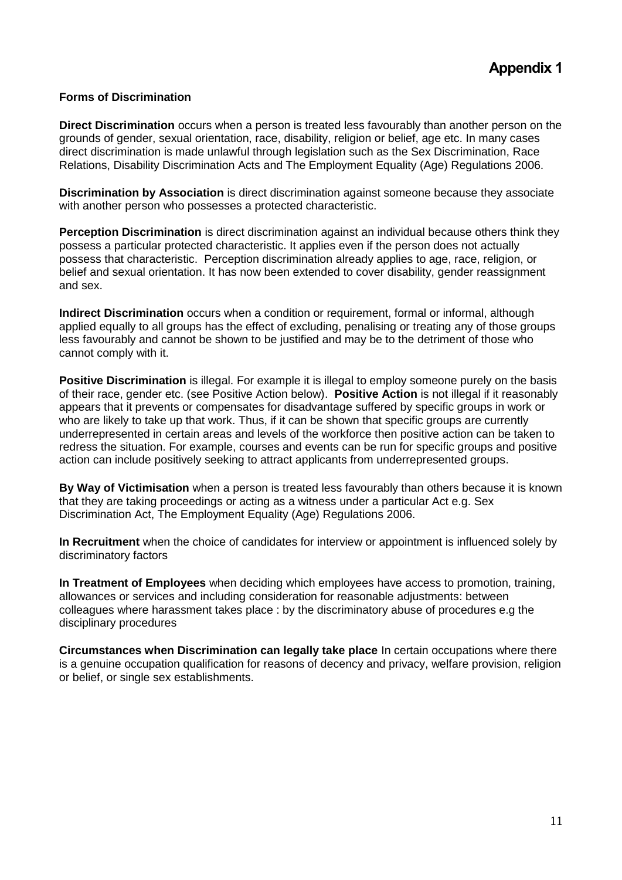# Appendix 1

**Forms of Discrimination**

**Direct Discrimination** occurs when a person is treated less favourably than another person on the grounds of gender, sexual orientation, race, disability, religion or belief, age etc. In many cases direct discrimination is made unlawful through legislation such as the Sex Discrimination, Race Relations, Disability Discrimination Acts and The Employment Equality (Age) Regulations 2006.

**Discrimination by Association** is direct discrimination against someone because they associate with another person who possesses a protected characteristic.

**Perception Discrimination** is direct discrimination against an individual because others think they possess a particular protected characteristic. It applies even if the person does not actually possess that characteristic. Perception discrimination already applies to age, race, religion, or belief and sexual orientation. It has now been extended to cover disability, gender reassignment and sex.

**Indirect Discrimination** occurs when a condition or requirement, formal or informal, although applied equally to all groups has the effect of excluding, penalising or treating any of those groups less favourably and cannot be shown to be justified and may be to the detriment of those who cannot comply with it.

**Positive Discrimination** is illegal. For example it is illegal to employ someone purely on the basis of their race, gender etc. (see Positive Action below). **Positive Action** is not illegal if it reasonably appears that it prevents or compensates for disadvantage suffered by specific groups in work or who are likely to take up that work. Thus, if it can be shown that specific groups are currently underrepresented in certain areas and levels of the workforce then positive action can be taken to redress the situation. For example, courses and events can be run for specific groups and positive action can include positively seeking to attract applicants from underrepresented groups.

**By Way of Victimisation** when a person is treated less favourably than others because it is known that they are taking proceedings or acting as a witness under a particular Act e.g. Sex Discrimination Act, The Employment Equality (Age) Regulations 2006.

**In Recruitment** when the choice of candidates for interview or appointment is influenced solely by discriminatory factors

**In Treatment of Employees** when deciding which employees have access to promotion, training, allowances or services and including consideration for reasonable adjustments: between colleagues where harassment takes place : by the discriminatory abuse of procedures e.g the disciplinary procedures

**Circumstances when Discrimination can legally take place** In certain occupations where there is a genuine occupation qualification for reasons of decency and privacy, welfare provision, religion or belief, or single sex establishments.